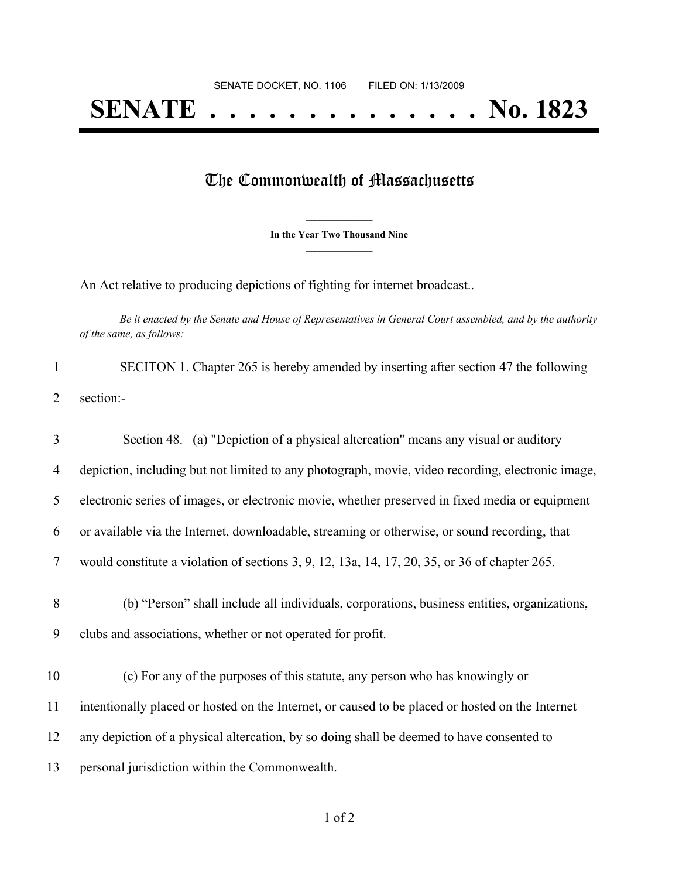SENATE DOCKET, NO. 1106        FILED ON: 1/13/2009

# SENATE . . . . . . . . . . . . . . No. 1823

## The Commonwealth of Massachusetts

**In the Year Two Thousand Nine**

An Act relative to producing depictions of fighting for internet broadcast..

*Be it enacted by the Senate and House of Representatives in General Court assembled, and by the authority of the same, as follows:*

SECITON 1. Chapter 265 is hereby amended by inserting after section 47 the following section:-

Section 48. (a) "Depiction of a physical altercation" means any visual or auditory depiction, including but not limited to any photograph, movie, video recording, electronic image, electronic series of images, or electronic movie, whether preserved in fixed media or equipment or available via the Internet, downloadable, streaming or otherwise, or sound recording, that would constitute a violation of sections 3, 9, 12, 13a, 14, 17, 20, 35, or 36 of chapter 265.

(b) "Person" shall include all individuals, corporations, business entities, organizations, clubs and associations, whether or not operated for profit.

(c) For any of the purposes of this statute, any person who has knowingly or intentionally placed or hosted on the Internet, or caused to be placed or hosted on the Internet any depiction of a physical altercation, by so doing shall be deemed to have consented to personal jurisdiction within the Commonwealth.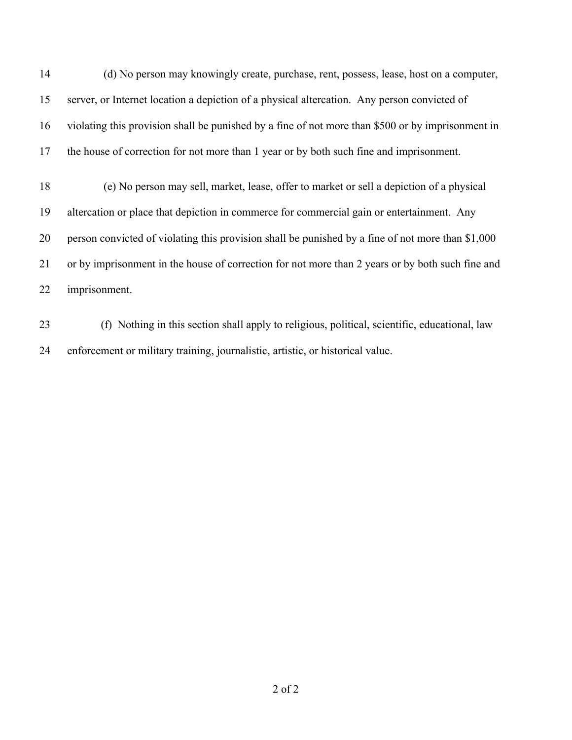(d) No person may knowingly create, purchase, rent, possess, lease, host on a computer, server, or Internet location a depiction of a physical altercation. Any person convicted of violating this provision shall be punished by a fine of not more than $500 or by imprisonment in the house of correction for not more than 1 year or by both such fine and imprisonment.

(e) No person may sell, market, lease, offer to market or sell a depiction of a physical altercation or place that depiction in commerce for commercial gain or entertainment. Any person convicted of violating this provision shall be punished by a fine of not more than $1,000 or by imprisonment in the house of correction for not more than 2 years or by both such fine and imprisonment.

(f) Nothing in this section shall apply to religious, political, scientific, educational, law enforcement or military training, journalistic, artistic, or historical value.